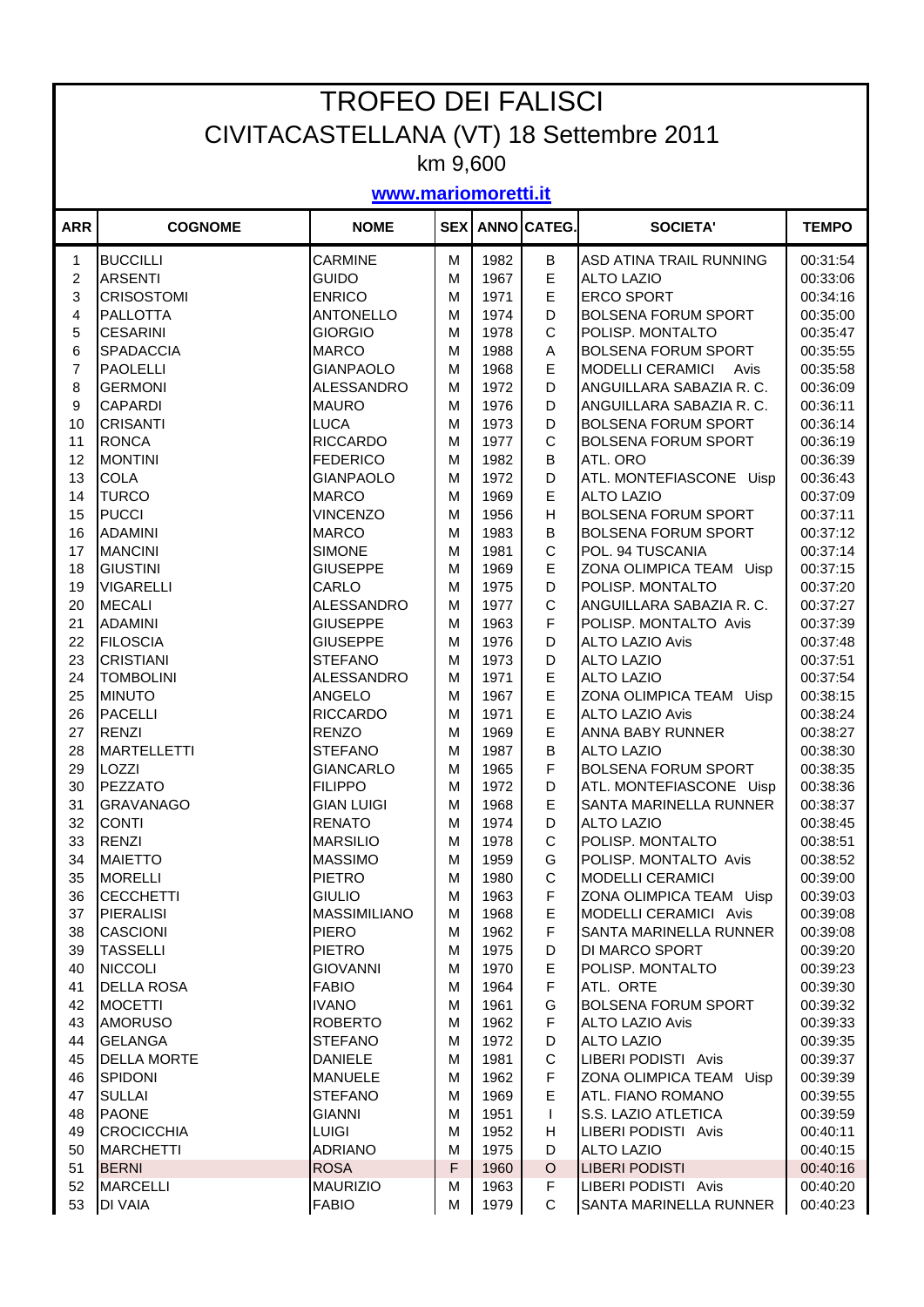# TROFEO DEI FALISCI

## CIVITACASTELLANA (VT) 18 Settembre 2011

### km 9,600

**www.mariomoretti.it**

| ARR | COGNOME | NOME | SEX | ANNO | CATEG. | SOCIETA' | TEMPO |
|---|---|---|---|---|---|---|---|
| 1 | BUCCILLI | CARMINE | M | 1982 | B | ASD ATINA TRAIL RUNNING | 00:31:54 |
| 2 | ARSENTI | GUIDO | M | 1967 | E | ALTO LAZIO | 00:33:06 |
| 3 | CRISOSTOMI | ENRICO | M | 1971 | E | ERCO SPORT | 00:34:16 |
| 4 | PALLOTTA | ANTONELLO | M | 1974 | D | BOLSENA FORUM SPORT | 00:35:00 |
| 5 | CESARINI | GIORGIO | M | 1978 | C | POLISP. MONTALTO | 00:35:47 |
| 6 | SPADACCIA | MARCO | M | 1988 | A | BOLSENA FORUM SPORT | 00:35:55 |
| 7 | PAOLELLI | GIANPAOLO | M | 1968 | E | MODELLI CERAMICI Avis | 00:35:58 |
| 8 | GERMONI | ALESSANDRO | M | 1972 | D | ANGUILLARA SABAZIA R. C. | 00:36:09 |
| 9 | CAPARDI | MAURO | M | 1976 | D | ANGUILLARA SABAZIA R. C. | 00:36:11 |
| 10 | CRISANTI | LUCA | M | 1973 | D | BOLSENA FORUM SPORT | 00:36:14 |
| 11 | RONCA | RICCARDO | M | 1977 | C | BOLSENA FORUM SPORT | 00:36:19 |
| 12 | MONTINI | FEDERICO | M | 1982 | B | ATL. ORO | 00:36:39 |
| 13 | COLA | GIANPAOLO | M | 1972 | D | ATL. MONTEFIASCONE Uisp | 00:36:43 |
| 14 | TURCO | MARCO | M | 1969 | E | ALTO LAZIO | 00:37:09 |
| 15 | PUCCI | VINCENZO | M | 1956 | H | BOLSENA FORUM SPORT | 00:37:11 |
| 16 | ADAMINI | MARCO | M | 1983 | B | BOLSENA FORUM SPORT | 00:37:12 |
| 17 | MANCINI | SIMONE | M | 1981 | C | POL. 94 TUSCANIA | 00:37:14 |
| 18 | GIUSTINI | GIUSEPPE | M | 1969 | E | ZONA OLIMPICA TEAM Uisp | 00:37:15 |
| 19 | VIGARELLI | CARLO | M | 1975 | D | POLISP. MONTALTO | 00:37:20 |
| 20 | MECALI | ALESSANDRO | M | 1977 | C | ANGUILLARA SABAZIA R. C. | 00:37:27 |
| 21 | ADAMINI | GIUSEPPE | M | 1963 | F | POLISP. MONTALTO Avis | 00:37:39 |
| 22 | FILOSCIA | GIUSEPPE | M | 1976 | D | ALTO LAZIO Avis | 00:37:48 |
| 23 | CRISTIANI | STEFANO | M | 1973 | D | ALTO LAZIO | 00:37:51 |
| 24 | TOMBOLINI | ALESSANDRO | M | 1971 | E | ALTO LAZIO | 00:37:54 |
| 25 | MINUTO | ANGELO | M | 1967 | E | ZONA OLIMPICA TEAM Uisp | 00:38:15 |
| 26 | PACELLI | RICCARDO | M | 1971 | E | ALTO LAZIO Avis | 00:38:24 |
| 27 | RENZI | RENZO | M | 1969 | E | ANNA BABY RUNNER | 00:38:27 |
| 28 | MARTELLETTI | STEFANO | M | 1987 | B | ALTO LAZIO | 00:38:30 |
| 29 | LOZZI | GIANCARLO | M | 1965 | F | BOLSENA FORUM SPORT | 00:38:35 |
| 30 | PEZZATO | FILIPPO | M | 1972 | D | ATL. MONTEFIASCONE Uisp | 00:38:36 |
| 31 | GRAVANAGO | GIAN LUIGI | M | 1968 | E | SANTA MARINELLA RUNNER | 00:38:37 |
| 32 | CONTI | RENATO | M | 1974 | D | ALTO LAZIO | 00:38:45 |
| 33 | RENZI | MARSILIO | M | 1978 | C | POLISP. MONTALTO | 00:38:51 |
| 34 | MAIETTO | MASSIMO | M | 1959 | G | POLISP. MONTALTO Avis | 00:38:52 |
| 35 | MORELLI | PIETRO | M | 1980 | C | MODELLI CERAMICI | 00:39:00 |
| 36 | CECCHETTI | GIULIO | M | 1963 | F | ZONA OLIMPICA TEAM Uisp | 00:39:03 |
| 37 | PIERALISI | MASSIMILIANO | M | 1968 | E | MODELLI CERAMICI Avis | 00:39:08 |
| 38 | CASCIONI | PIERO | M | 1962 | F | SANTA MARINELLA RUNNER | 00:39:08 |
| 39 | TASSELLI | PIETRO | M | 1975 | D | DI MARCO SPORT | 00:39:20 |
| 40 | NICCOLI | GIOVANNI | M | 1970 | E | POLISP. MONTALTO | 00:39:23 |
| 41 | DELLA ROSA | FABIO | M | 1964 | F | ATL. ORTE | 00:39:30 |
| 42 | MOCETTI | IVANO | M | 1961 | G | BOLSENA FORUM SPORT | 00:39:32 |
| 43 | AMORUSO | ROBERTO | M | 1962 | F | ALTO LAZIO Avis | 00:39:33 |
| 44 | GELANGA | STEFANO | M | 1972 | D | ALTO LAZIO | 00:39:35 |
| 45 | DELLA MORTE | DANIELE | M | 1981 | C | LIBERI PODISTI Avis | 00:39:37 |
| 46 | SPIDONI | MANUELE | M | 1962 | F | ZONA OLIMPICA TEAM Uisp | 00:39:39 |
| 47 | SULLAI | STEFANO | M | 1969 | E | ATL. FIANO ROMANO | 00:39:55 |
| 48 | PAONE | GIANNI | M | 1951 | I | S.S. LAZIO ATLETICA | 00:39:59 |
| 49 | CROCICCHIA | LUIGI | M | 1952 | H | LIBERI PODISTI Avis | 00:40:11 |
| 50 | MARCHETTI | ADRIANO | M | 1975 | D | ALTO LAZIO | 00:40:15 |
| 51 | BERNI | ROSA | F | 1960 | O | LIBERI PODISTI | 00:40:16 |
| 52 | MARCELLI | MAURIZIO | M | 1963 | F | LIBERI PODISTI Avis | 00:40:20 |
| 53 | DI VAIA | FABIO | M | 1979 | C | SANTA MARINELLA RUNNER | 00:40:23 |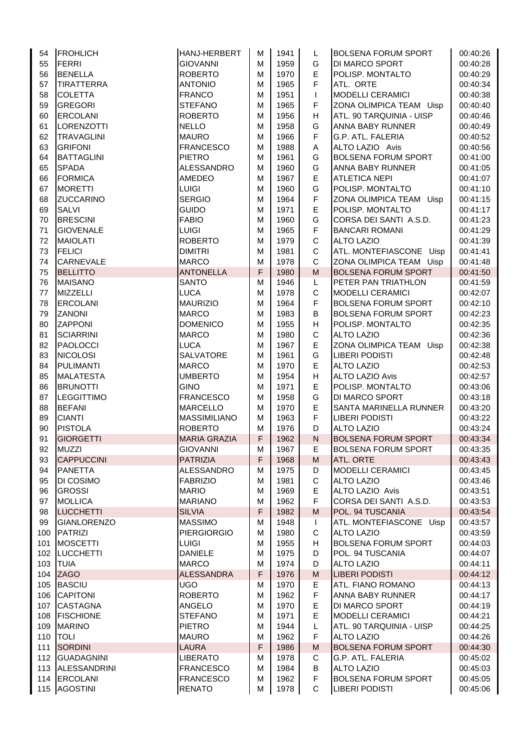| | | | | | | | |
|---|---|---|---|---|---|---|---|
| 54 | FROHLICH | HANJ-HERBERT | M | 1941 | L | BOLSENA FORUM SPORT | 00:40:26 |
| 55 | FERRI | GIOVANNI | M | 1959 | G | DI MARCO SPORT | 00:40:28 |
| 56 | BENELLA | ROBERTO | M | 1970 | E | POLISP. MONTALTO | 00:40:29 |
| 57 | TIRATTERRA | ANTONIO | M | 1965 | F | ATL. ORTE | 00:40:34 |
| 58 | COLETTA | FRANCO | M | 1951 | I | MODELLI CERAMICI | 00:40:38 |
| 59 | GREGORI | STEFANO | M | 1965 | F | ZONA OLIMPICA TEAM Uisp | 00:40:40 |
| 60 | ERCOLANI | ROBERTO | M | 1956 | H | ATL. 90 TARQUINIA - UISP | 00:40:46 |
| 61 | LORENZOTTI | NELLO | M | 1958 | G | ANNA BABY RUNNER | 00:40:49 |
| 62 | TRAVAGLINI | MAURO | M | 1966 | F | G.P. ATL. FALERIA | 00:40:52 |
| 63 | GRIFONI | FRANCESCO | M | 1988 | A | ALTO LAZIO Avis | 00:40:56 |
| 64 | BATTAGLINI | PIETRO | M | 1961 | G | BOLSENA FORUM SPORT | 00:41:00 |
| 65 | SPADA | ALESSANDRO | M | 1960 | G | ANNA BABY RUNNER | 00:41:05 |
| 66 | FORMICA | AMEDEO | M | 1967 | E | ATLETICA NEPI | 00:41:07 |
| 67 | MORETTI | LUIGI | M | 1960 | G | POLISP. MONTALTO | 00:41:10 |
| 68 | ZUCCARINO | SERGIO | M | 1964 | F | ZONA OLIMPICA TEAM Uisp | 00:41:15 |
| 69 | SALVI | GUIDO | M | 1971 | E | POLISP. MONTALTO | 00:41:17 |
| 70 | BRESCINI | FABIO | M | 1960 | G | CORSA DEI SANTI A.S.D. | 00:41:23 |
| 71 | GIOVENALE | LUIGI | M | 1965 | F | BANCARI ROMANI | 00:41:29 |
| 72 | MAIOLATI | ROBERTO | M | 1979 | C | ALTO LAZIO | 00:41:39 |
| 73 | FELICI | DIMITRI | M | 1981 | C | ATL. MONTEFIASCONE Uisp | 00:41:41 |
| 74 | CARNEVALE | MARCO | M | 1978 | C | ZONA OLIMPICA TEAM Uisp | 00:41:48 |
| 75 | BELLITTO | ANTONELLA | F | 1980 | M | BOLSENA FORUM SPORT | 00:41:50 |
| 76 | MAISANO | SANTO | M | 1946 | L | PETER PAN TRIATHLON | 00:41:59 |
| 77 | MIZZELLI | LUCA | M | 1978 | C | MODELLI CERAMICI | 00:42:07 |
| 78 | ERCOLANI | MAURIZIO | M | 1964 | F | BOLSENA FORUM SPORT | 00:42:10 |
| 79 | ZANONI | MARCO | M | 1983 | B | BOLSENA FORUM SPORT | 00:42:23 |
| 80 | ZAPPONI | DOMENICO | M | 1955 | H | POLISP. MONTALTO | 00:42:35 |
| 81 | SCIARRINI | MARCO | M | 1980 | C | ALTO LAZIO | 00:42:36 |
| 82 | PAOLOCCI | LUCA | M | 1967 | E | ZONA OLIMPICA TEAM Uisp | 00:42:38 |
| 83 | NICOLOSI | SALVATORE | M | 1961 | G | LIBERI PODISTI | 00:42:48 |
| 84 | PULIMANTI | MARCO | M | 1970 | E | ALTO LAZIO | 00:42:53 |
| 85 | MALATESTA | UMBERTO | M | 1954 | H | ALTO LAZIO Avis | 00:42:57 |
| 86 | BRUNOTTI | GINO | M | 1971 | E | POLISP. MONTALTO | 00:43:06 |
| 87 | LEGGITTIMO | FRANCESCO | M | 1958 | G | DI MARCO SPORT | 00:43:18 |
| 88 | BEFANI | MARCELLO | M | 1970 | E | SANTA MARINELLA RUNNER | 00:43:20 |
| 89 | CIANTI | MASSIMILIANO | M | 1963 | F | LIBERI PODISTI | 00:43:22 |
| 90 | PISTOLA | ROBERTO | M | 1976 | D | ALTO LAZIO | 00:43:24 |
| 91 | GIORGETTI | MARIA GRAZIA | F | 1962 | N | BOLSENA FORUM SPORT | 00:43:34 |
| 92 | MUZZI | GIOVANNI | M | 1967 | E | BOLSENA FORUM SPORT | 00:43:35 |
| 93 | CAPPUCCINI | PATRIZIA | F | 1968 | M | ATL. ORTE | 00:43:43 |
| 94 | PANETTA | ALESSANDRO | M | 1975 | D | MODELLI CERAMICI | 00:43:45 |
| 95 | DI COSIMO | FABRIZIO | M | 1981 | C | ALTO LAZIO | 00:43:46 |
| 96 | GROSSI | MARIO | M | 1969 | E | ALTO LAZIO Avis | 00:43:51 |
| 97 | MOLLICA | MARIANO | M | 1962 | F | CORSA DEI SANTI A.S.D. | 00:43:53 |
| 98 | LUCCHETTI | SILVIA | F | 1982 | M | POL. 94 TUSCANIA | 00:43:54 |
| 99 | GIANLORENZO | MASSIMO | M | 1948 | I | ATL. MONTEFIASCONE Uisp | 00:43:57 |
| 100 | PATRIZI | PIERGIORGIO | M | 1980 | C | ALTO LAZIO | 00:43:59 |
| 101 | MOSCETTI | LUIGI | M | 1955 | H | BOLSENA FORUM SPORT | 00:44:03 |
| 102 | LUCCHETTI | DANIELE | M | 1975 | D | POL. 94 TUSCANIA | 00:44:07 |
| 103 | TUIA | MARCO | M | 1974 | D | ALTO LAZIO | 00:44:11 |
| 104 | ZAGO | ALESSANDRA | F | 1976 | M | LIBERI PODISTI | 00:44:12 |
| 105 | BASCIU | UGO | M | 1970 | E | ATL. FIANO ROMANO | 00:44:13 |
| 106 | CAPITONI | ROBERTO | M | 1962 | F | ANNA BABY RUNNER | 00:44:17 |
| 107 | CASTAGNA | ANGELO | M | 1970 | E | DI MARCO SPORT | 00:44:19 |
| 108 | FISCHIONE | STEFANO | M | 1971 | E | MODELLI CERAMICI | 00:44:21 |
| 109 | MARINO | PIETRO | M | 1944 | L | ATL. 90 TARQUINIA - UISP | 00:44:25 |
| 110 | TOLI | MAURO | M | 1962 | F | ALTO LAZIO | 00:44:26 |
| 111 | SORDINI | LAURA | F | 1986 | M | BOLSENA FORUM SPORT | 00:44:30 |
| 112 | GUADAGNINI | LIBERATO | M | 1978 | C | G.P. ATL. FALERIA | 00:45:02 |
| 113 | ALESSANDRINI | FRANCESCO | M | 1984 | B | ALTO LAZIO | 00:45:03 |
| 114 | ERCOLANI | FRANCESCO | M | 1962 | F | BOLSENA FORUM SPORT | 00:45:05 |
| 115 | AGOSTINI | RENATO | M | 1978 | C | LIBERI PODISTI | 00:45:06 |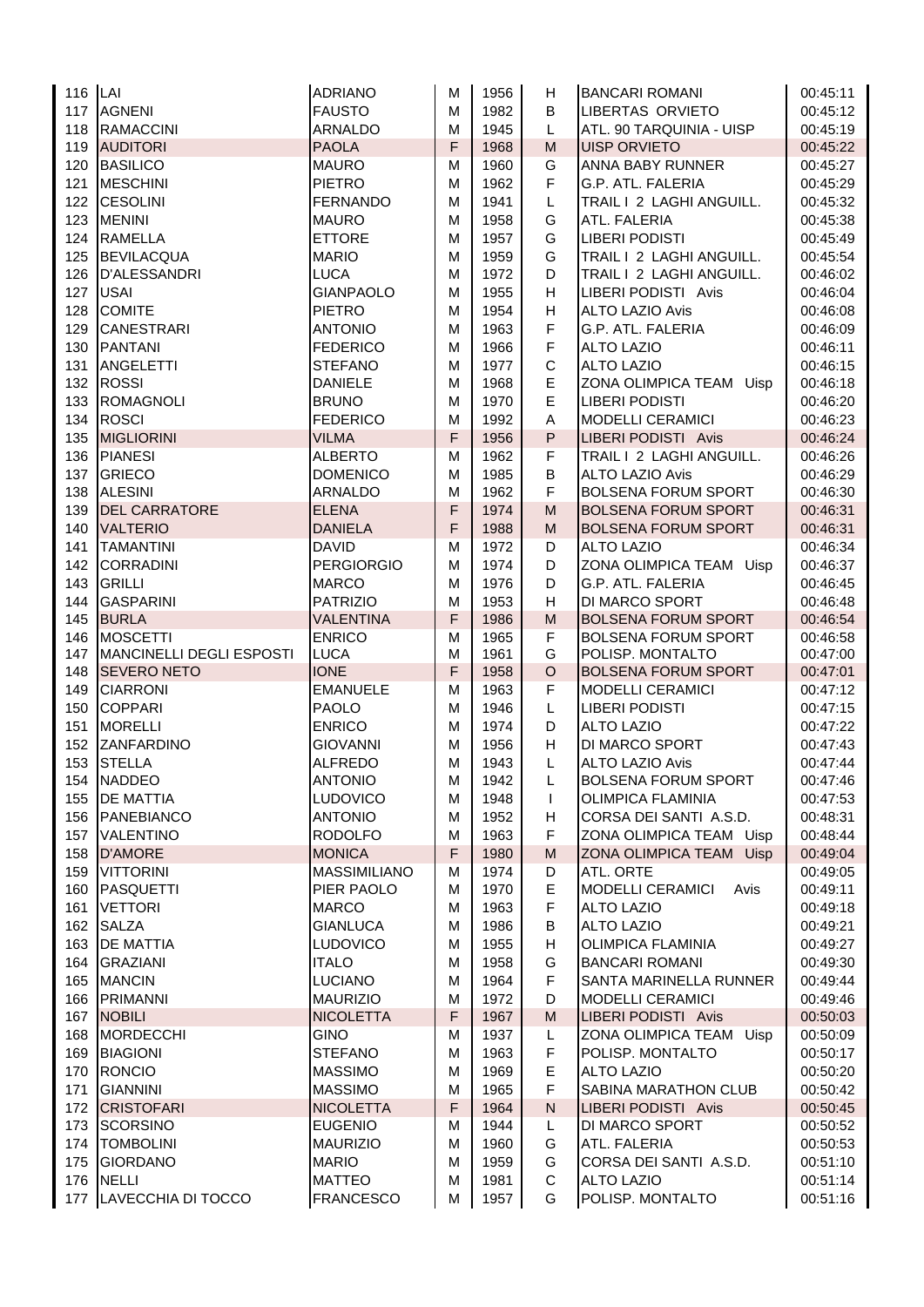| | | | | | | | |
|---|---|---|---|---|---|---|---|
| 116 | LAI | ADRIANO | M | 1956 | H | BANCARI ROMANI | 00:45:11 |
| 117 | AGNENI | FAUSTO | M | 1982 | B | LIBERTAS ORVIETO | 00:45:12 |
| 118 | RAMACCINI | ARNALDO | M | 1945 | L | ATL. 90 TARQUINIA - UISP | 00:45:19 |
| 119 | AUDITORI | PAOLA | F | 1968 | M | UISP ORVIETO | 00:45:22 |
| 120 | BASILICO | MAURO | M | 1960 | G | ANNA BABY RUNNER | 00:45:27 |
| 121 | MESCHINI | PIETRO | M | 1962 | F | G.P. ATL. FALERIA | 00:45:29 |
| 122 | CESOLINI | FERNANDO | M | 1941 | L | TRAIL I 2 LAGHI ANGUILL. | 00:45:32 |
| 123 | MENINI | MAURO | M | 1958 | G | ATL. FALERIA | 00:45:38 |
| 124 | RAMELLA | ETTORE | M | 1957 | G | LIBERI PODISTI | 00:45:49 |
| 125 | BEVILACQUA | MARIO | M | 1959 | G | TRAIL I 2 LAGHI ANGUILL. | 00:45:54 |
| 126 | D'ALESSANDRI | LUCA | M | 1972 | D | TRAIL I 2 LAGHI ANGUILL. | 00:46:02 |
| 127 | USAI | GIANPAOLO | M | 1955 | H | LIBERI PODISTI Avis | 00:46:04 |
| 128 | COMITE | PIETRO | M | 1954 | H | ALTO LAZIO Avis | 00:46:08 |
| 129 | CANESTRARI | ANTONIO | M | 1963 | F | G.P. ATL. FALERIA | 00:46:09 |
| 130 | PANTANI | FEDERICO | M | 1966 | F | ALTO LAZIO | 00:46:11 |
| 131 | ANGELETTI | STEFANO | M | 1977 | C | ALTO LAZIO | 00:46:15 |
| 132 | ROSSI | DANIELE | M | 1968 | E | ZONA OLIMPICA TEAM Uisp | 00:46:18 |
| 133 | ROMAGNOLI | BRUNO | M | 1970 | E | LIBERI PODISTI | 00:46:20 |
| 134 | ROSCI | FEDERICO | M | 1992 | A | MODELLI CERAMICI | 00:46:23 |
| 135 | MIGLIORINI | VILMA | F | 1956 | P | LIBERI PODISTI Avis | 00:46:24 |
| 136 | PIANESI | ALBERTO | M | 1962 | F | TRAIL I 2 LAGHI ANGUILL. | 00:46:26 |
| 137 | GRIECO | DOMENICO | M | 1985 | B | ALTO LAZIO Avis | 00:46:29 |
| 138 | ALESINI | ARNALDO | M | 1962 | F | BOLSENA FORUM SPORT | 00:46:30 |
| 139 | DEL CARRATORE | ELENA | F | 1974 | M | BOLSENA FORUM SPORT | 00:46:31 |
| 140 | VALTERIO | DANIELA | F | 1988 | M | BOLSENA FORUM SPORT | 00:46:31 |
| 141 | TAMANTINI | DAVID | M | 1972 | D | ALTO LAZIO | 00:46:34 |
| 142 | CORRADINI | PERGIORGIO | M | 1974 | D | ZONA OLIMPICA TEAM Uisp | 00:46:37 |
| 143 | GRILLI | MARCO | M | 1976 | D | G.P. ATL. FALERIA | 00:46:45 |
| 144 | GASPARINI | PATRIZIO | M | 1953 | H | DI MARCO SPORT | 00:46:48 |
| 145 | BURLA | VALENTINA | F | 1986 | M | BOLSENA FORUM SPORT | 00:46:54 |
| 146 | MOSCETTI | ENRICO | M | 1965 | F | BOLSENA FORUM SPORT | 00:46:58 |
| 147 | MANCINELLI DEGLI ESPOSTI | LUCA | M | 1961 | G | POLISP. MONTALTO | 00:47:00 |
| 148 | SEVERO NETO | IONE | F | 1958 | O | BOLSENA FORUM SPORT | 00:47:01 |
| 149 | CIARRONI | EMANUELE | M | 1963 | F | MODELLI CERAMICI | 00:47:12 |
| 150 | COPPARI | PAOLO | M | 1946 | L | LIBERI PODISTI | 00:47:15 |
| 151 | MORELLI | ENRICO | M | 1974 | D | ALTO LAZIO | 00:47:22 |
| 152 | ZANFARDINO | GIOVANNI | M | 1956 | H | DI MARCO SPORT | 00:47:43 |
| 153 | STELLA | ALFREDO | M | 1943 | L | ALTO LAZIO Avis | 00:47:44 |
| 154 | NADDEO | ANTONIO | M | 1942 | L | BOLSENA FORUM SPORT | 00:47:46 |
| 155 | DE MATTIA | LUDOVICO | M | 1948 | I | OLIMPICA FLAMINIA | 00:47:53 |
| 156 | PANEBIANCO | ANTONIO | M | 1952 | H | CORSA DEI SANTI A.S.D. | 00:48:31 |
| 157 | VALENTINO | RODOLFO | M | 1963 | F | ZONA OLIMPICA TEAM Uisp | 00:48:44 |
| 158 | D'AMORE | MONICA | F | 1980 | M | ZONA OLIMPICA TEAM Uisp | 00:49:04 |
| 159 | VITTORINI | MASSIMILIANO | M | 1974 | D | ATL. ORTE | 00:49:05 |
| 160 | PASQUETTI | PIER PAOLO | M | 1970 | E | MODELLI CERAMICI Avis | 00:49:11 |
| 161 | VETTORI | MARCO | M | 1963 | F | ALTO LAZIO | 00:49:18 |
| 162 | SALZA | GIANLUCA | M | 1986 | B | ALTO LAZIO | 00:49:21 |
| 163 | DE MATTIA | LUDOVICO | M | 1955 | H | OLIMPICA FLAMINIA | 00:49:27 |
| 164 | GRAZIANI | ITALO | M | 1958 | G | BANCARI ROMANI | 00:49:30 |
| 165 | MANCIN | LUCIANO | M | 1964 | F | SANTA MARINELLA RUNNER | 00:49:44 |
| 166 | PRIMANNI | MAURIZIO | M | 1972 | D | MODELLI CERAMICI | 00:49:46 |
| 167 | NOBILI | NICOLETTA | F | 1967 | M | LIBERI PODISTI Avis | 00:50:03 |
| 168 | MORDECCHI | GINO | M | 1937 | L | ZONA OLIMPICA TEAM Uisp | 00:50:09 |
| 169 | BIAGIONI | STEFANO | M | 1963 | F | POLISP. MONTALTO | 00:50:17 |
| 170 | RONCIO | MASSIMO | M | 1969 | E | ALTO LAZIO | 00:50:20 |
| 171 | GIANNINI | MASSIMO | M | 1965 | F | SABINA MARATHON CLUB | 00:50:42 |
| 172 | CRISTOFARI | NICOLETTA | F | 1964 | N | LIBERI PODISTI Avis | 00:50:45 |
| 173 | SCORSINO | EUGENIO | M | 1944 | L | DI MARCO SPORT | 00:50:52 |
| 174 | TOMBOLINI | MAURIZIO | M | 1960 | G | ATL. FALERIA | 00:50:53 |
| 175 | GIORDANO | MARIO | M | 1959 | G | CORSA DEI SANTI A.S.D. | 00:51:10 |
| 176 | NELLI | MATTEO | M | 1981 | C | ALTO LAZIO | 00:51:14 |
| 177 | LAVECCHIA DI TOCCO | FRANCESCO | M | 1957 | G | POLISP. MONTALTO | 00:51:16 |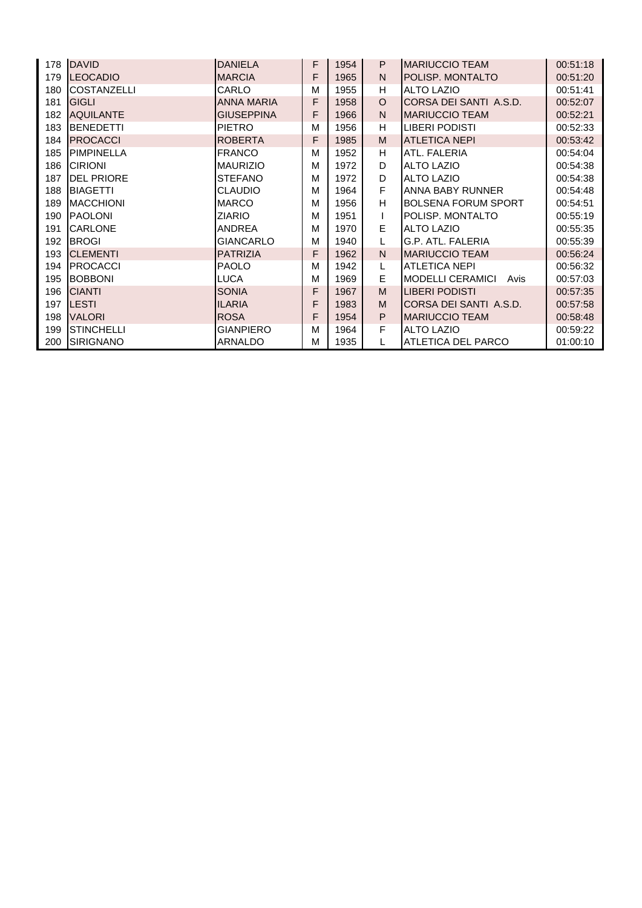| | | | | | | | |
|---|---|---|---|---|---|---|---|
| 178 | DAVID | DANIELA | F | 1954 | P | MARIUCCIO TEAM | 00:51:18 |
| 179 | LEOCADIO | MARCIA | F | 1965 | N | POLISP. MONTALTO | 00:51:20 |
| 180 | COSTANZELLI | CARLO | M | 1955 | H | ALTO LAZIO | 00:51:41 |
| 181 | GIGLI | ANNA MARIA | F | 1958 | O | CORSA DEI SANTI A.S.D. | 00:52:07 |
| 182 | AQUILANTE | GIUSEPPINA | F | 1966 | N | MARIUCCIO TEAM | 00:52:21 |
| 183 | BENEDETTI | PIETRO | M | 1956 | H | LIBERI PODISTI | 00:52:33 |
| 184 | PROCACCI | ROBERTA | F | 1985 | M | ATLETICA NEPI | 00:53:42 |
| 185 | PIMPINELLA | FRANCO | M | 1952 | H | ATL. FALERIA | 00:54:04 |
| 186 | CIRIONI | MAURIZIO | M | 1972 | D | ALTO LAZIO | 00:54:38 |
| 187 | DEL PRIORE | STEFANO | M | 1972 | D | ALTO LAZIO | 00:54:38 |
| 188 | BIAGETTI | CLAUDIO | M | 1964 | F | ANNA BABY RUNNER | 00:54:48 |
| 189 | MACCHIONI | MARCO | M | 1956 | H | BOLSENA FORUM SPORT | 00:54:51 |
| 190 | PAOLONI | ZIARIO | M | 1951 | I | POLISP. MONTALTO | 00:55:19 |
| 191 | CARLONE | ANDREA | M | 1970 | E | ALTO LAZIO | 00:55:35 |
| 192 | BROGI | GIANCARLO | M | 1940 | L | G.P. ATL. FALERIA | 00:55:39 |
| 193 | CLEMENTI | PATRIZIA | F | 1962 | N | MARIUCCIO TEAM | 00:56:24 |
| 194 | PROCACCI | PAOLO | M | 1942 | L | ATLETICA NEPI | 00:56:32 |
| 195 | BOBBONI | LUCA | M | 1969 | E | MODELLI CERAMICI Avis | 00:57:03 |
| 196 | CIANTI | SONIA | F | 1967 | M | LIBERI PODISTI | 00:57:35 |
| 197 | LESTI | ILARIA | F | 1983 | M | CORSA DEI SANTI A.S.D. | 00:57:58 |
| 198 | VALORI | ROSA | F | 1954 | P | MARIUCCIO TEAM | 00:58:48 |
| 199 | STINCHELLI | GIANPIERO | M | 1964 | F | ALTO LAZIO | 00:59:22 |
| 200 | SIRIGNANO | ARNALDO | M | 1935 | L | ATLETICA DEL PARCO | 01:00:10 |